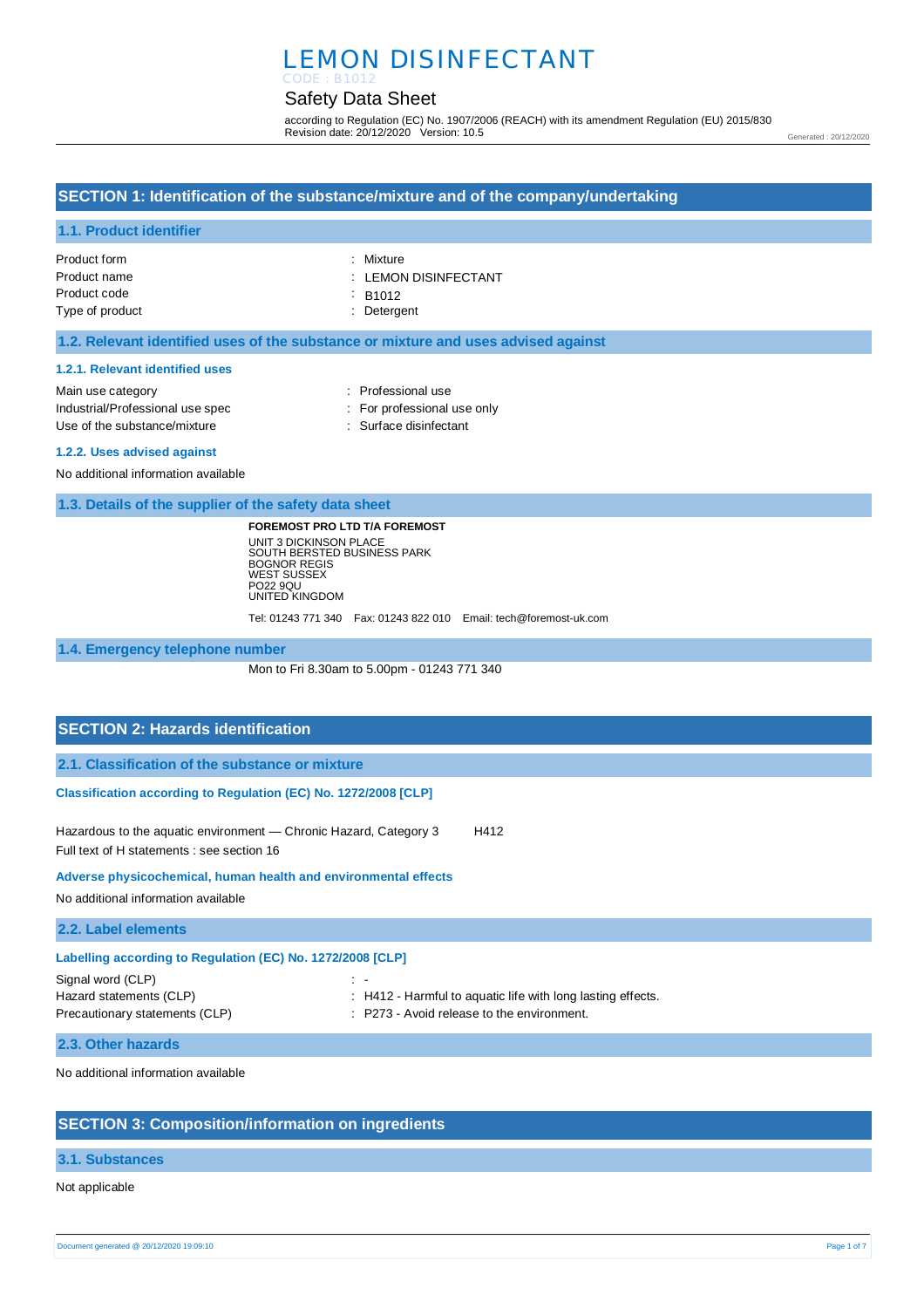# LEMON DISINFECTANT

CODE : B1012

## Safety Data Sheet

according to Regulation (EC) No. 1907/2006 (REACH) with its amendment Regulation (EU) 2015/830
Revision date: 20/12/2020 Version: 10.5

Generated : 20/12/2020

## SECTION 1: Identification of the substance/mixture and of the company/undertaking

### 1.1. Product identifier

| | |
|---|---|
| Product form | : Mixture |
| Product name | : LEMON DISINFECTANT |
| Product code | : B1012 |
| Type of product | : Detergent |

### 1.2. Relevant identified uses of the substance or mixture and uses advised against

#### 1.2.1. Relevant identified uses

| | |
|---|---|
| Main use category | : Professional use |
| Industrial/Professional use spec | : For professional use only |
| Use of the substance/mixture | : Surface disinfectant |

#### 1.2.2. Uses advised against

No additional information available

### 1.3. Details of the supplier of the safety data sheet

**FOREMOST PRO LTD T/A FOREMOST**
UNIT 3 DICKINSON PLACE
SOUTH BERSTED BUSINESS PARK
BOGNOR REGIS
WEST SUSSEX
PO22 9QU
UNITED KINGDOM

Tel: 01243 771 340 Fax: 01243 822 010 Email: tech@foremost-uk.com

### 1.4. Emergency telephone number

Mon to Fri 8.30am to 5.00pm - 01243 771 340

## SECTION 2: Hazards identification

### 2.1. Classification of the substance or mixture

#### Classification according to Regulation (EC) No. 1272/2008 [CLP]

Hazardous to the aquatic environment — Chronic Hazard, Category 3 H412

Full text of H statements : see section 16

#### Adverse physicochemical, human health and environmental effects

No additional information available

### 2.2. Label elements

#### Labelling according to Regulation (EC) No. 1272/2008 [CLP]

| | |
|---|---|
| Signal word (CLP) | : - |
| Hazard statements (CLP) | : H412 - Harmful to aquatic life with long lasting effects. |
| Precautionary statements (CLP) | : P273 - Avoid release to the environment. |

### 2.3. Other hazards

No additional information available

## SECTION 3: Composition/information on ingredients

### 3.1. Substances

Not applicable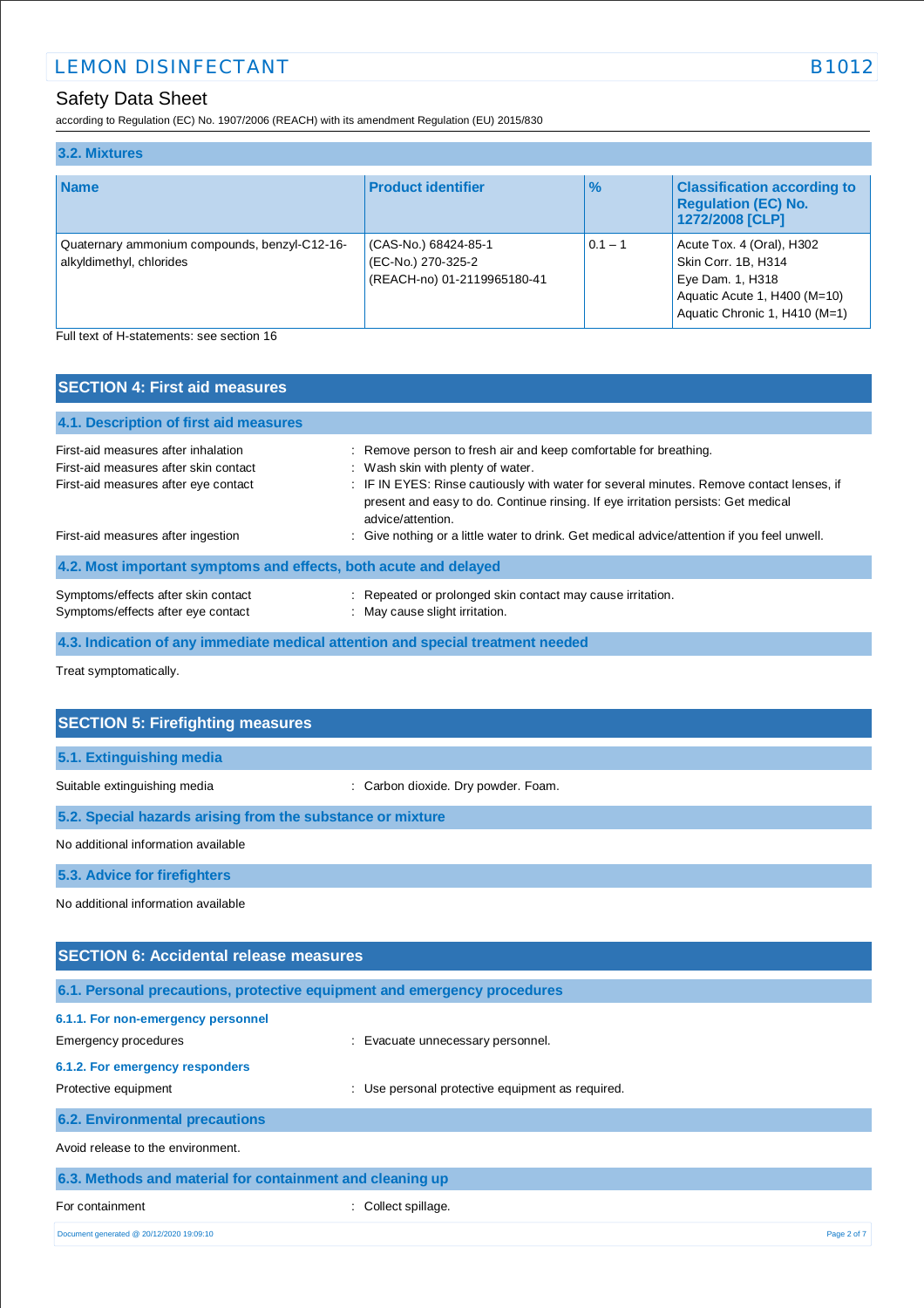### 3.2. Mixtures

| Name | Product identifier | % | Classification according to Regulation (EC) No. 1272/2008 [CLP] |
|---|---|---|---|
| Quaternary ammonium compounds, benzyl-C12-16-alkyldimethyl, chlorides | (CAS-No.) 68424-85-1<br>(EC-No.) 270-325-2<br>(REACH-no) 01-2119965180-41 | 0.1 – 1 | Acute Tox. 4 (Oral), H302<br>Skin Corr. 1B, H314<br>Eye Dam. 1, H318<br>Aquatic Acute 1, H400 (M=10)<br>Aquatic Chronic 1, H410 (M=1) |

Full text of H-statements: see section 16

## SECTION 4: First aid measures

### 4.1. Description of first aid measures

First-aid measures after inhalation : Remove person to fresh air and keep comfortable for breathing.

First-aid measures after skin contact : Wash skin with plenty of water.

First-aid measures after eye contact : IF IN EYES: Rinse cautiously with water for several minutes. Remove contact lenses, if present and easy to do. Continue rinsing. If eye irritation persists: Get medical advice/attention.

First-aid measures after ingestion : Give nothing or a little water to drink. Get medical advice/attention if you feel unwell.

### 4.2. Most important symptoms and effects, both acute and delayed

Symptoms/effects after skin contact : Repeated or prolonged skin contact may cause irritation.

Symptoms/effects after eye contact : May cause slight irritation.

### 4.3. Indication of any immediate medical attention and special treatment needed

Treat symptomatically.

## SECTION 5: Firefighting measures

### 5.1. Extinguishing media

Suitable extinguishing media : Carbon dioxide. Dry powder. Foam.

### 5.2. Special hazards arising from the substance or mixture

No additional information available

### 5.3. Advice for firefighters

No additional information available

## SECTION 6: Accidental release measures

### 6.1. Personal precautions, protective equipment and emergency procedures

#### 6.1.1. For non-emergency personnel

Emergency procedures : Evacuate unnecessary personnel.

#### 6.1.2. For emergency responders

Protective equipment : Use personal protective equipment as required.

### 6.2. Environmental precautions

Avoid release to the environment.

### 6.3. Methods and material for containment and cleaning up

For containment : Collect spillage.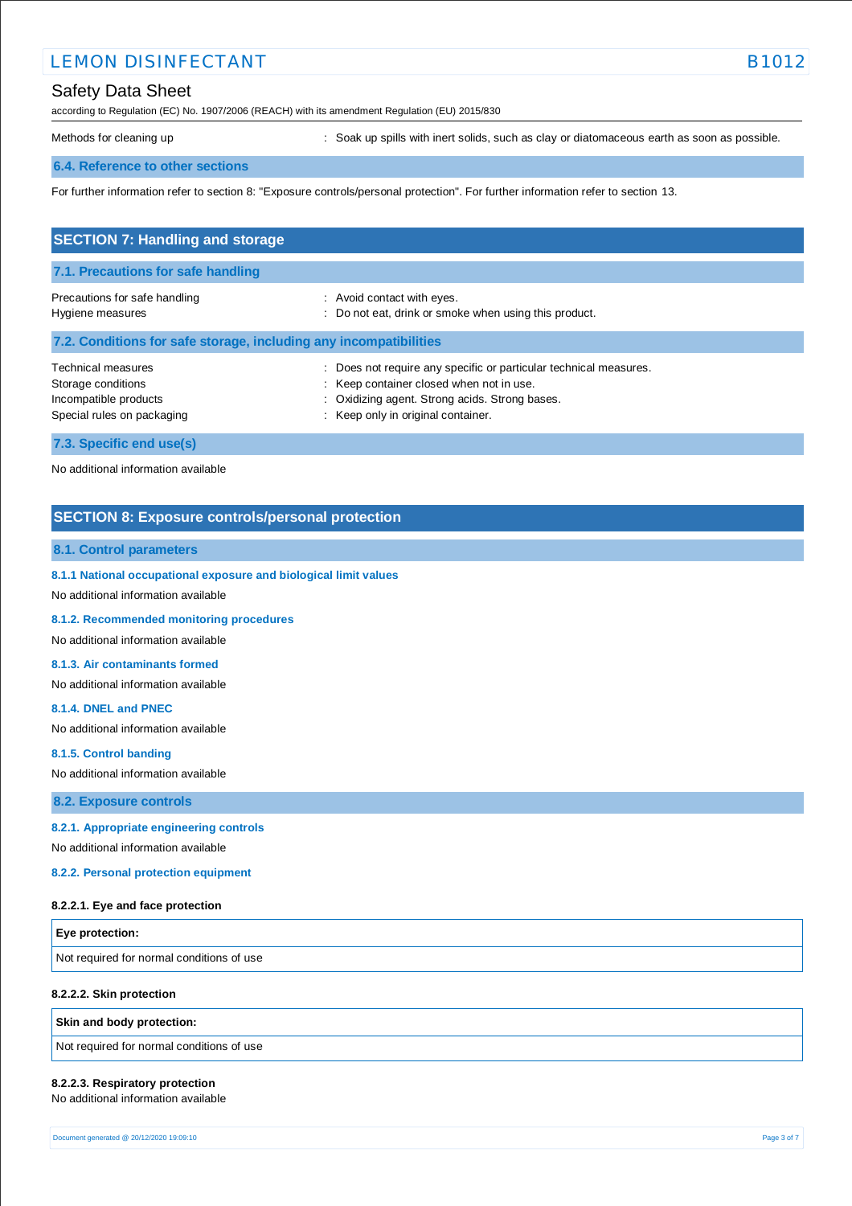| | | |
|---|---|---|
| Methods for cleaning up | : | Soak up spills with inert solids, such as clay or diatomaceous earth as soon as possible. |

### 6.4. Reference to other sections

For further information refer to section 8: "Exposure controls/personal protection". For further information refer to section 13.

## SECTION 7: Handling and storage

### 7.1. Precautions for safe handling

| | | |
|---|---|---|
| Precautions for safe handling | : | Avoid contact with eyes. |
| Hygiene measures | : | Do not eat, drink or smoke when using this product. |

### 7.2. Conditions for safe storage, including any incompatibilities

| | | |
|---|---|---|
| Technical measures | : | Does not require any specific or particular technical measures. |
| Storage conditions | : | Keep container closed when not in use. |
| Incompatible products | : | Oxidizing agent. Strong acids. Strong bases. |
| Special rules on packaging | : | Keep only in original container. |

### 7.3. Specific end use(s)

No additional information available

## SECTION 8: Exposure controls/personal protection

### 8.1. Control parameters

#### 8.1.1 National occupational exposure and biological limit values

No additional information available

#### 8.1.2. Recommended monitoring procedures

No additional information available

#### 8.1.3. Air contaminants formed

No additional information available

#### 8.1.4. DNEL and PNEC

No additional information available

#### 8.1.5. Control banding

No additional information available

### 8.2. Exposure controls

#### 8.2.1. Appropriate engineering controls

No additional information available

#### 8.2.2. Personal protection equipment

**8.2.2.1. Eye and face protection**

| Eye protection: |
|---|
| Not required for normal conditions of use |

**8.2.2.2. Skin protection**

| Skin and body protection: |
|---|
| Not required for normal conditions of use |

**8.2.2.3. Respiratory protection**

No additional information available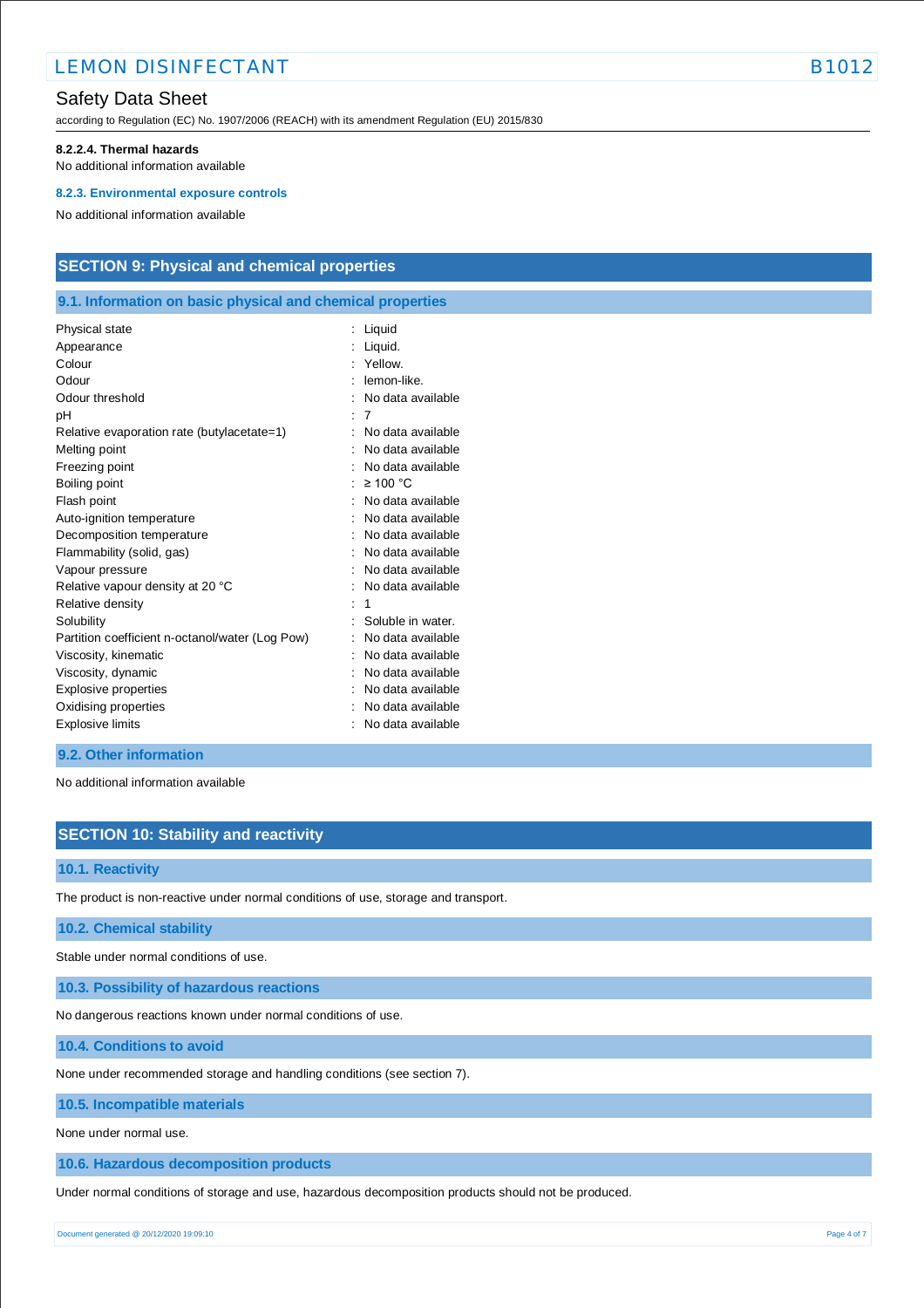#### 8.2.2.4. Thermal hazards

No additional information available

#### 8.2.3. Environmental exposure controls

No additional information available

## SECTION 9: Physical and chemical properties

### 9.1. Information on basic physical and chemical properties

| | |
|---|---|
| Physical state | : Liquid |
| Appearance | : Liquid. |
| Colour | : Yellow. |
| Odour | : lemon-like. |
| Odour threshold | : No data available |
| pH | : 7 |
| Relative evaporation rate (butylacetate=1) | : No data available |
| Melting point | : No data available |
| Freezing point | : No data available |
| Boiling point | : ≥ 100 °C |
| Flash point | : No data available |
| Auto-ignition temperature | : No data available |
| Decomposition temperature | : No data available |
| Flammability (solid, gas) | : No data available |
| Vapour pressure | : No data available |
| Relative vapour density at 20 °C | : No data available |
| Relative density | : 1 |
| Solubility | : Soluble in water. |
| Partition coefficient n-octanol/water (Log Pow) | : No data available |
| Viscosity, kinematic | : No data available |
| Viscosity, dynamic | : No data available |
| Explosive properties | : No data available |
| Oxidising properties | : No data available |
| Explosive limits | : No data available |

### 9.2. Other information

No additional information available

## SECTION 10: Stability and reactivity

### 10.1. Reactivity

The product is non-reactive under normal conditions of use, storage and transport.

### 10.2. Chemical stability

Stable under normal conditions of use.

### 10.3. Possibility of hazardous reactions

No dangerous reactions known under normal conditions of use.

### 10.4. Conditions to avoid

None under recommended storage and handling conditions (see section 7).

### 10.5. Incompatible materials

None under normal use.

### 10.6. Hazardous decomposition products

Under normal conditions of storage and use, hazardous decomposition products should not be produced.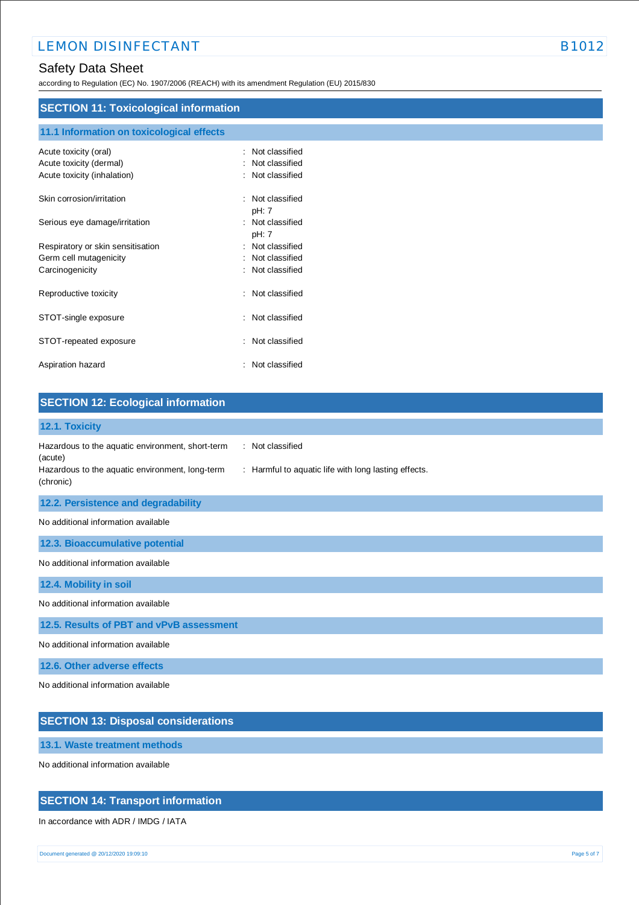## SECTION 11: Toxicological information

### 11.1 Information on toxicological effects

| | |
|---|---|
| Acute toxicity (oral) | : Not classified |
| Acute toxicity (dermal) | : Not classified |
| Acute toxicity (inhalation) | : Not classified |
| Skin corrosion/irritation | : Not classified<br>pH: 7 |
| Serious eye damage/irritation | : Not classified<br>pH: 7 |
| Respiratory or skin sensitisation | : Not classified |
| Germ cell mutagenicity | : Not classified |
| Carcinogenicity | : Not classified |
| Reproductive toxicity | : Not classified |
| STOT-single exposure | : Not classified |
| STOT-repeated exposure | : Not classified |
| Aspiration hazard | : Not classified |

## SECTION 12: Ecological information

### 12.1. Toxicity

| | |
|---|---|
| Hazardous to the aquatic environment, short-term (acute) | : Not classified |
| Hazardous to the aquatic environment, long-term (chronic) | : Harmful to aquatic life with long lasting effects. |

### 12.2. Persistence and degradability

No additional information available

### 12.3. Bioaccumulative potential

No additional information available

### 12.4. Mobility in soil

No additional information available

### 12.5. Results of PBT and vPvB assessment

No additional information available

### 12.6. Other adverse effects

No additional information available

## SECTION 13: Disposal considerations

### 13.1. Waste treatment methods

No additional information available

## SECTION 14: Transport information

In accordance with ADR / IMDG / IATA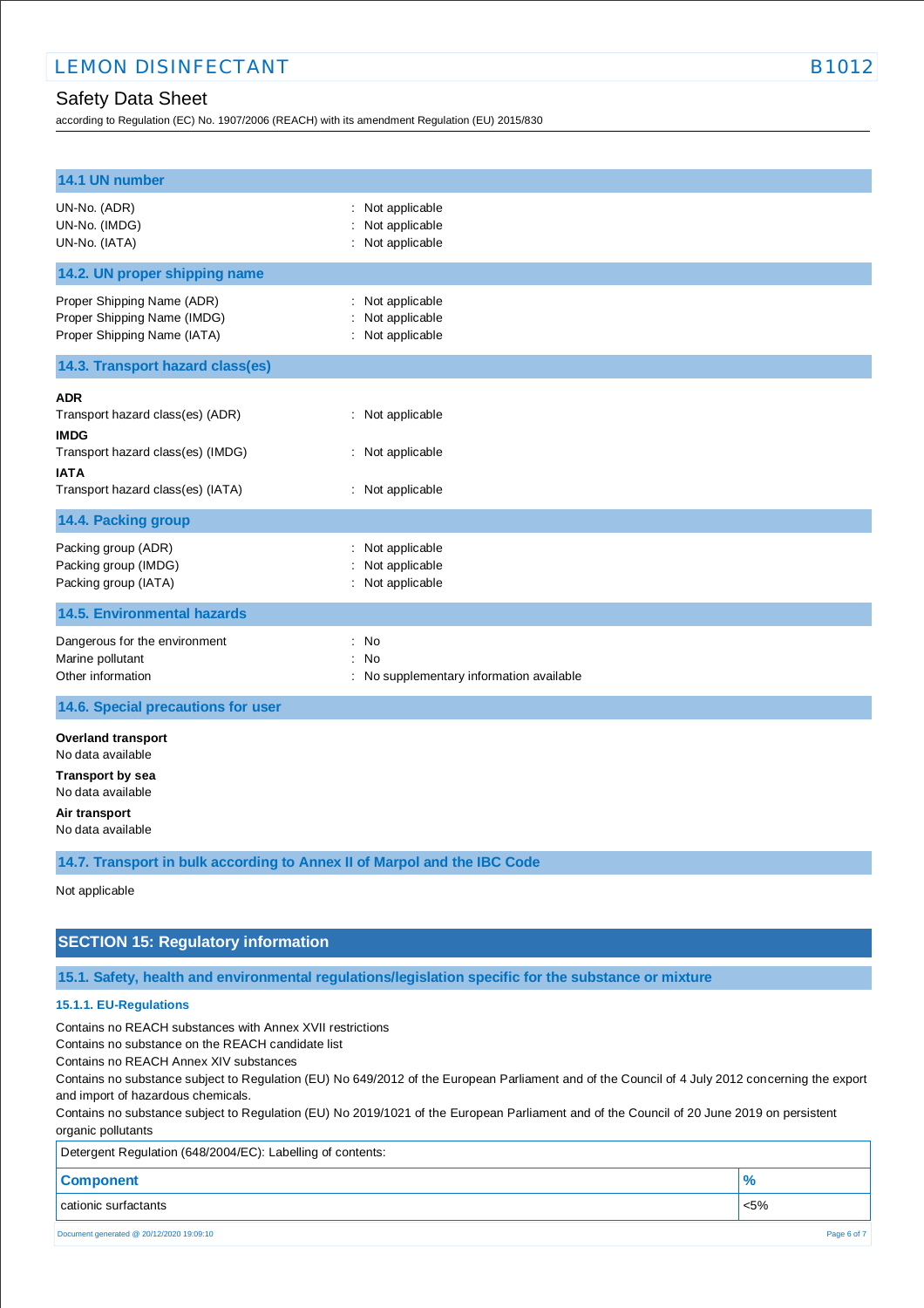### 14.1 UN number

UN-No. (ADR) : Not applicable
UN-No. (IMDG) : Not applicable
UN-No. (IATA) : Not applicable

### 14.2. UN proper shipping name

Proper Shipping Name (ADR) : Not applicable
Proper Shipping Name (IMDG) : Not applicable
Proper Shipping Name (IATA) : Not applicable

### 14.3. Transport hazard class(es)

**ADR**
Transport hazard class(es) (ADR) : Not applicable

**IMDG**
Transport hazard class(es) (IMDG) : Not applicable

**IATA**
Transport hazard class(es) (IATA) : Not applicable

### 14.4. Packing group

Packing group (ADR) : Not applicable
Packing group (IMDG) : Not applicable
Packing group (IATA) : Not applicable

### 14.5. Environmental hazards

Dangerous for the environment : No
Marine pollutant : No
Other information : No supplementary information available

### 14.6. Special precautions for user

**Overland transport**
No data available

**Transport by sea**
No data available

**Air transport**
No data available

### 14.7. Transport in bulk according to Annex II of Marpol and the IBC Code

Not applicable

## SECTION 15: Regulatory information

### 15.1. Safety, health and environmental regulations/legislation specific for the substance or mixture

#### 15.1.1. EU-Regulations

Contains no REACH substances with Annex XVII restrictions
Contains no substance on the REACH candidate list
Contains no REACH Annex XIV substances
Contains no substance subject to Regulation (EU) No 649/2012 of the European Parliament and of the Council of 4 July 2012 concerning the export and import of hazardous chemicals.
Contains no substance subject to Regulation (EU) No 2019/1021 of the European Parliament and of the Council of 20 June 2019 on persistent organic pollutants

Detergent Regulation (648/2004/EC): Labelling of contents:

| Component | % |
|---|---|
| cationic surfactants | <5% |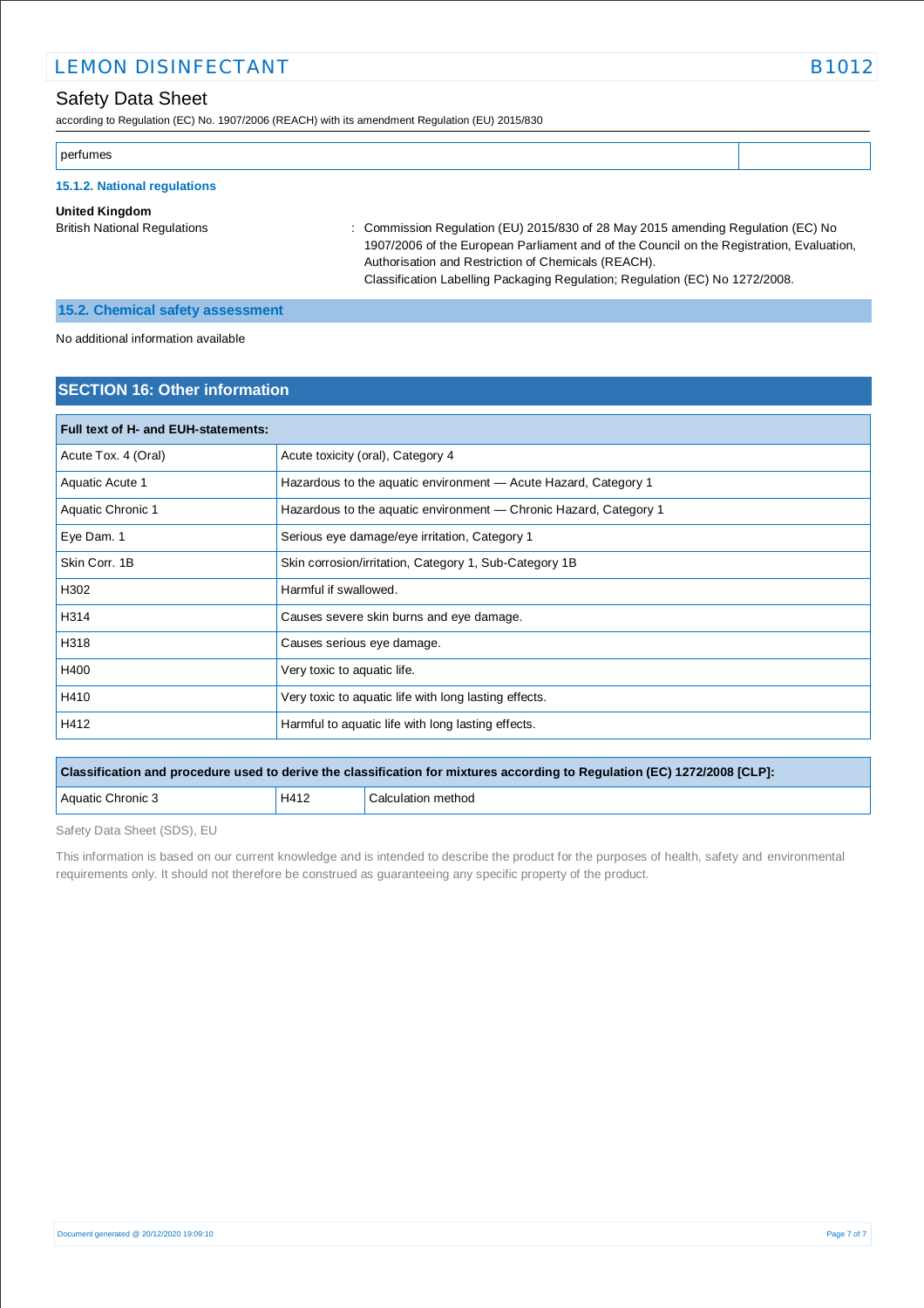| perfumes | |
|---|---|

#### 15.1.2. National regulations

**United Kingdom**

British National Regulations : Commission Regulation (EU) 2015/830 of 28 May 2015 amending Regulation (EC) No 1907/2006 of the European Parliament and of the Council on the Registration, Evaluation, Authorisation and Restriction of Chemicals (REACH).
Classification Labelling Packaging Regulation; Regulation (EC) No 1272/2008.

### 15.2. Chemical safety assessment

No additional information available

## SECTION 16: Other information

| Full text of H- and EUH-statements: | |
|---|---|
| Acute Tox. 4 (Oral) | Acute toxicity (oral), Category 4 |
| Aquatic Acute 1 | Hazardous to the aquatic environment — Acute Hazard, Category 1 |
| Aquatic Chronic 1 | Hazardous to the aquatic environment — Chronic Hazard, Category 1 |
| Eye Dam. 1 | Serious eye damage/eye irritation, Category 1 |
| Skin Corr. 1B | Skin corrosion/irritation, Category 1, Sub-Category 1B |
| H302 | Harmful if swallowed. |
| H314 | Causes severe skin burns and eye damage. |
| H318 | Causes serious eye damage. |
| H400 | Very toxic to aquatic life. |
| H410 | Very toxic to aquatic life with long lasting effects. |
| H412 | Harmful to aquatic life with long lasting effects. |

| Classification and procedure used to derive the classification for mixtures according to Regulation (EC) 1272/2008 [CLP]: | | |
|---|---|---|
| Aquatic Chronic 3 | H412 | Calculation method |

Safety Data Sheet (SDS), EU

This information is based on our current knowledge and is intended to describe the product for the purposes of health, safety and environmental requirements only. It should not therefore be construed as guaranteeing any specific property of the product.